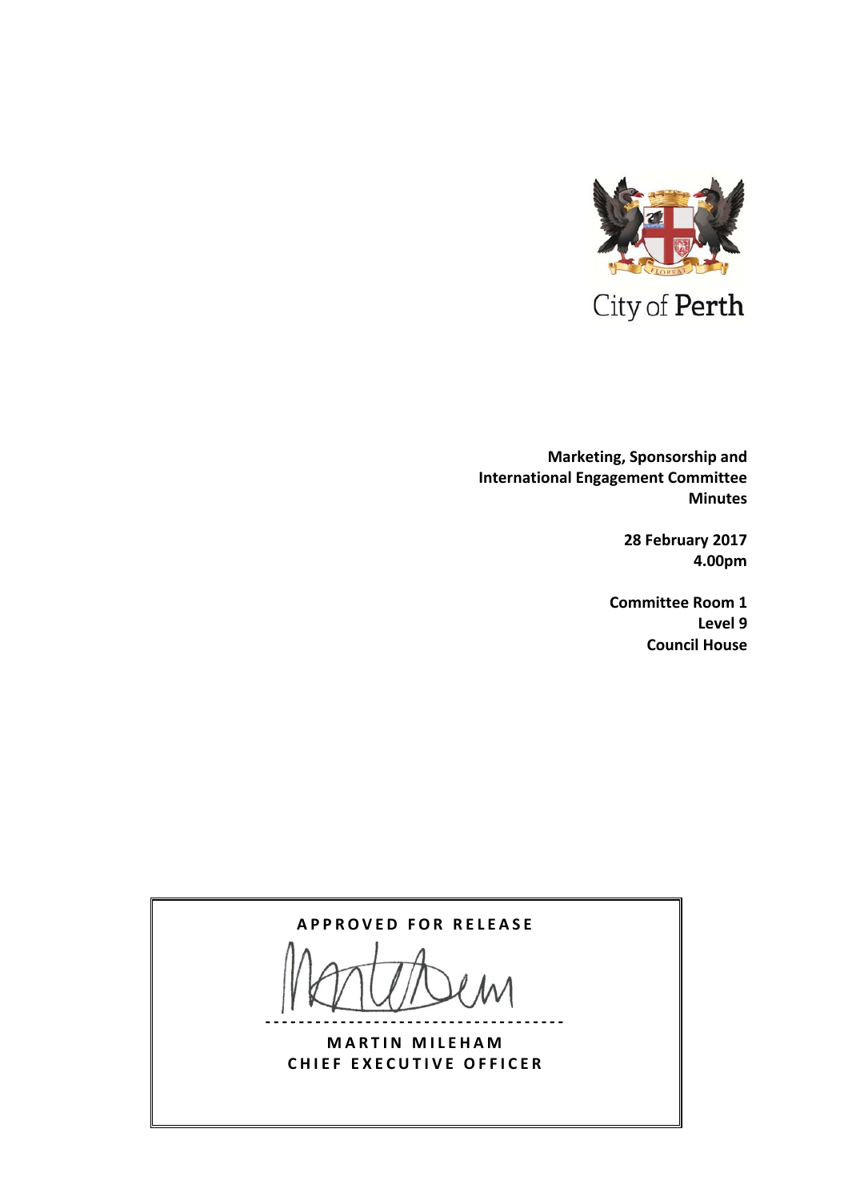City of Perth

**Marketing, Sponsorship and International Engagement Committee Minutes**

**28 February 2017**
**4.00pm**

**Committee Room 1**
**Level 9**
**Council House**

**APPROVED FOR RELEASE**

**MARTIN MILEHAM**
**CHIEF EXECUTIVE OFFICER**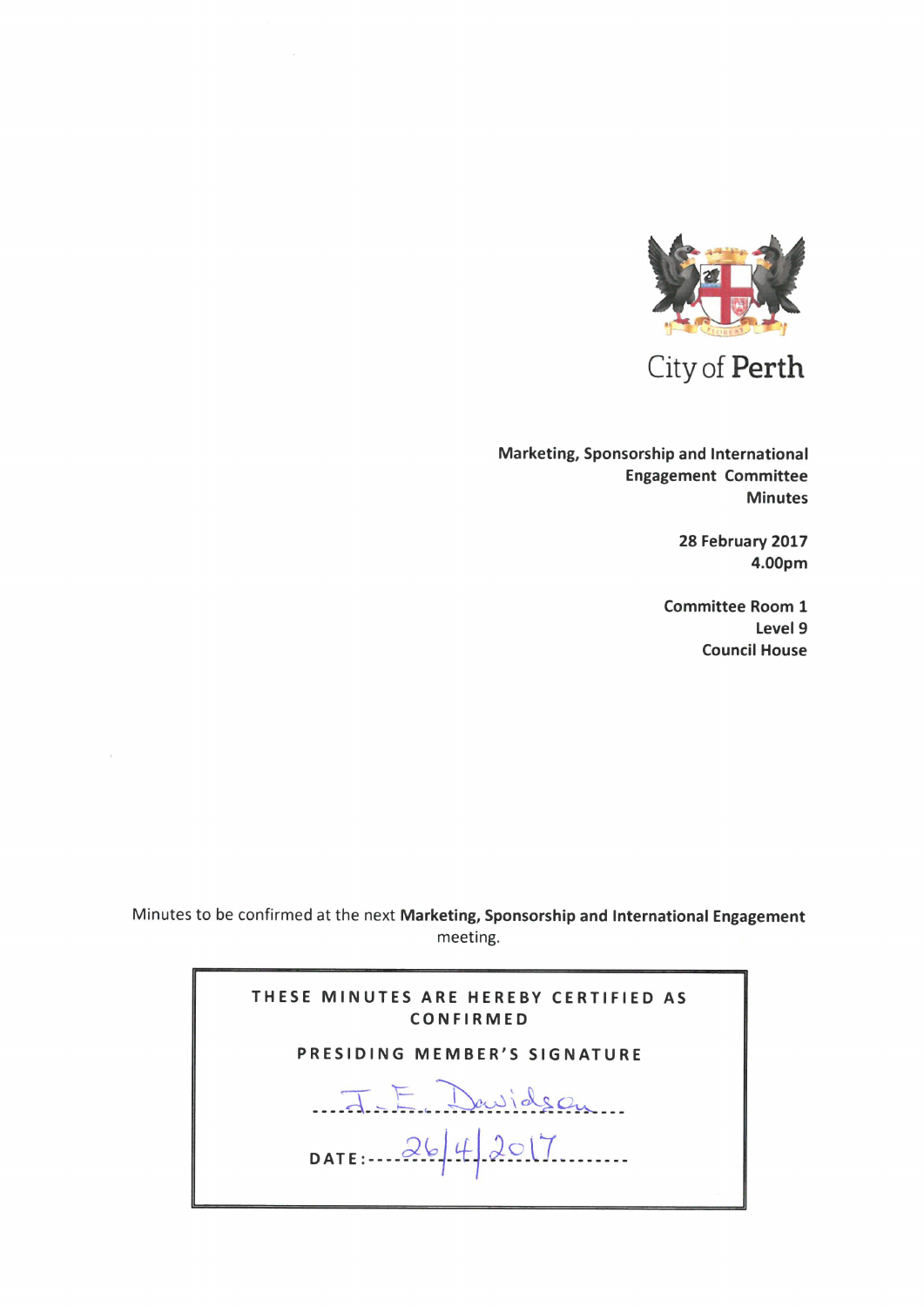City of Perth

**Marketing, Sponsorship and International Engagement Committee Minutes**

**28 February 2017**
**4.00pm**

**Committee Room 1**
**Level 9**
**Council House**

Minutes to be confirmed at the next **Marketing, Sponsorship and International Engagement** meeting.

| THESE MINUTES ARE HEREBY CERTIFIED AS CONFIRMED |
| --- |
| PRESIDING MEMBER'S SIGNATURE |
| J. E. Davidson |
| DATE: 26/4/2017 |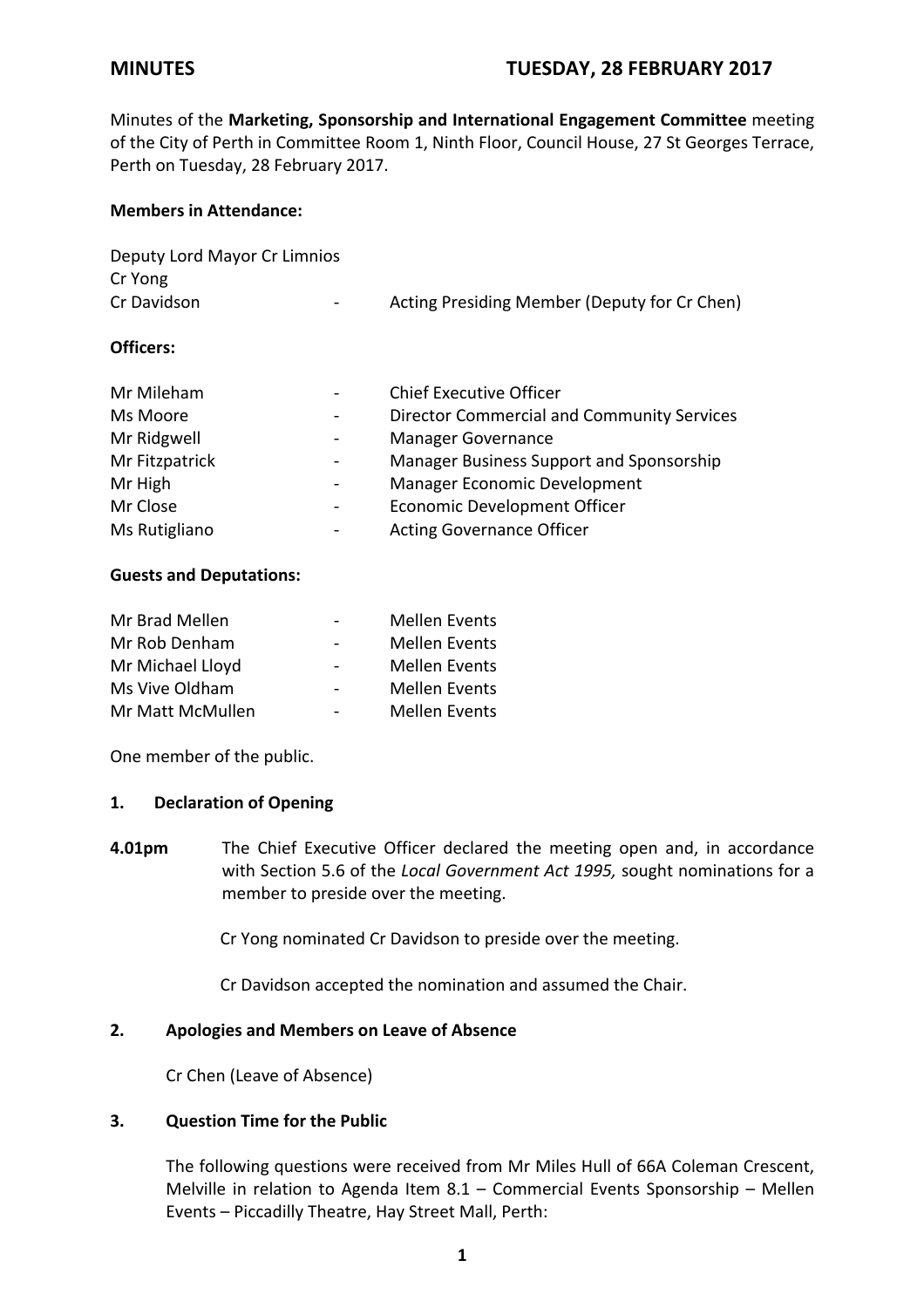**MINUTES** **TUESDAY, 28 FEBRUARY 2017**

Minutes of the **Marketing, Sponsorship and International Engagement Committee** meeting of the City of Perth in Committee Room 1, Ninth Floor, Council House, 27 St Georges Terrace, Perth on Tuesday, 28 February 2017.

**Members in Attendance:**

Deputy Lord Mayor Cr Limnios
Cr Yong
Cr Davidson - Acting Presiding Member (Deputy for Cr Chen)

**Officers:**

| | | |
|---|---|---|
| Mr Mileham | - | Chief Executive Officer |
| Ms Moore | - | Director Commercial and Community Services |
| Mr Ridgwell | - | Manager Governance |
| Mr Fitzpatrick | - | Manager Business Support and Sponsorship |
| Mr High | - | Manager Economic Development |
| Mr Close | - | Economic Development Officer |
| Ms Rutigliano | - | Acting Governance Officer |

**Guests and Deputations:**

| | | |
|---|---|---|
| Mr Brad Mellen | - | Mellen Events |
| Mr Rob Denham | - | Mellen Events |
| Mr Michael Lloyd | - | Mellen Events |
| Ms Vive Oldham | - | Mellen Events |
| Mr Matt McMullen | - | Mellen Events |

One member of the public.

**1. Declaration of Opening**

**4.01pm** The Chief Executive Officer declared the meeting open and, in accordance with Section 5.6 of the *Local Government Act 1995,* sought nominations for a member to preside over the meeting.

Cr Yong nominated Cr Davidson to preside over the meeting.

Cr Davidson accepted the nomination and assumed the Chair.

**2. Apologies and Members on Leave of Absence**

Cr Chen (Leave of Absence)

**3. Question Time for the Public**

The following questions were received from Mr Miles Hull of 66A Coleman Crescent, Melville in relation to Agenda Item 8.1 – Commercial Events Sponsorship – Mellen Events – Piccadilly Theatre, Hay Street Mall, Perth: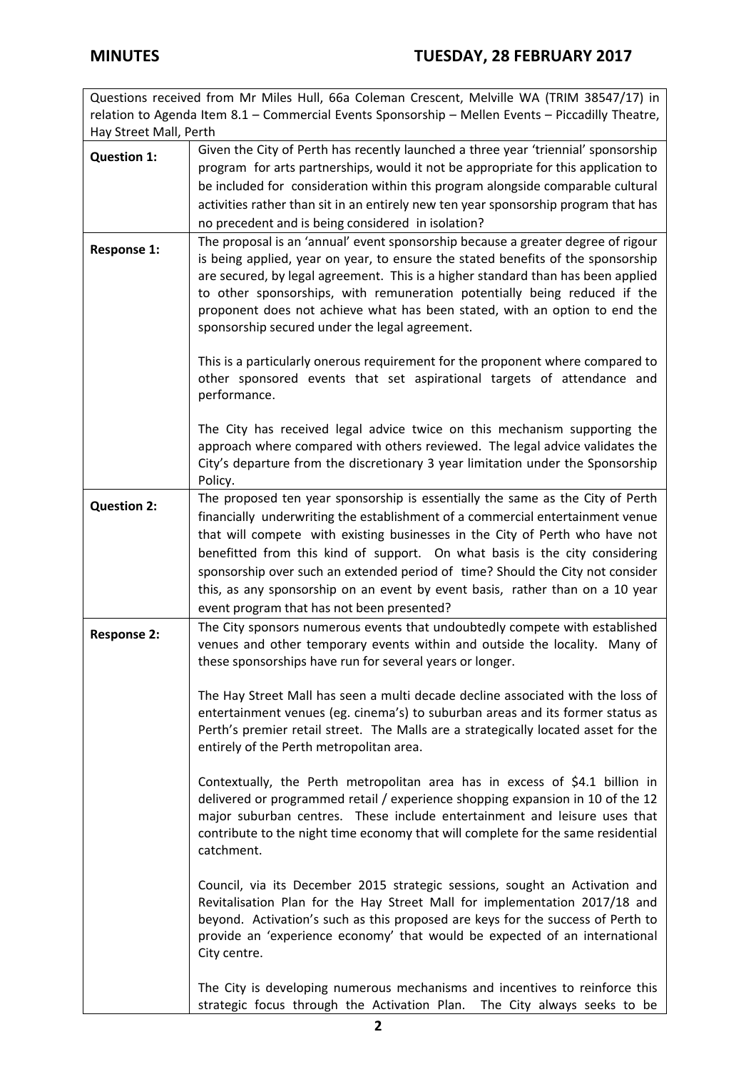| Questions received from Mr Miles Hull, 66a Coleman Crescent, Melville WA (TRIM 38547/17) in relation to Agenda Item 8.1 – Commercial Events Sponsorship – Mellen Events – Piccadilly Theatre, Hay Street Mall, Perth | |
|---|---|
| **Question 1:** | Given the City of Perth has recently launched a three year 'triennial' sponsorship program for arts partnerships, would it not be appropriate for this application to be included for consideration within this program alongside comparable cultural activities rather than sit in an entirely new ten year sponsorship program that has no precedent and is being considered in isolation? |
| **Response 1:** | The proposal is an 'annual' event sponsorship because a greater degree of rigour is being applied, year on year, to ensure the stated benefits of the sponsorship are secured, by legal agreement. This is a higher standard than has been applied to other sponsorships, with remuneration potentially being reduced if the proponent does not achieve what has been stated, with an option to end the sponsorship secured under the legal agreement.<br><br>This is a particularly onerous requirement for the proponent where compared to other sponsored events that set aspirational targets of attendance and performance.<br><br>The City has received legal advice twice on this mechanism supporting the approach where compared with others reviewed. The legal advice validates the City's departure from the discretionary 3 year limitation under the Sponsorship Policy. |
| **Question 2:** | The proposed ten year sponsorship is essentially the same as the City of Perth financially underwriting the establishment of a commercial entertainment venue that will compete with existing businesses in the City of Perth who have not benefitted from this kind of support. On what basis is the city considering sponsorship over such an extended period of time? Should the City not consider this, as any sponsorship on an event by event basis, rather than on a 10 year event program that has not been presented? |
| **Response 2:** | The City sponsors numerous events that undoubtedly compete with established venues and other temporary events within and outside the locality. Many of these sponsorships have run for several years or longer.<br><br>The Hay Street Mall has seen a multi decade decline associated with the loss of entertainment venues (eg. cinema's) to suburban areas and its former status as Perth's premier retail street. The Malls are a strategically located asset for the entirely of the Perth metropolitan area.<br><br>Contextually, the Perth metropolitan area has in excess of $4.1 billion in delivered or programmed retail / experience shopping expansion in 10 of the 12 major suburban centres. These include entertainment and leisure uses that contribute to the night time economy that will complete for the same residential catchment.<br><br>Council, via its December 2015 strategic sessions, sought an Activation and Revitalisation Plan for the Hay Street Mall for implementation 2017/18 and beyond. Activation's such as this proposed are keys for the success of Perth to provide an 'experience economy' that would be expected of an international City centre.<br><br>The City is developing numerous mechanisms and incentives to reinforce this strategic focus through the Activation Plan. The City always seeks to be |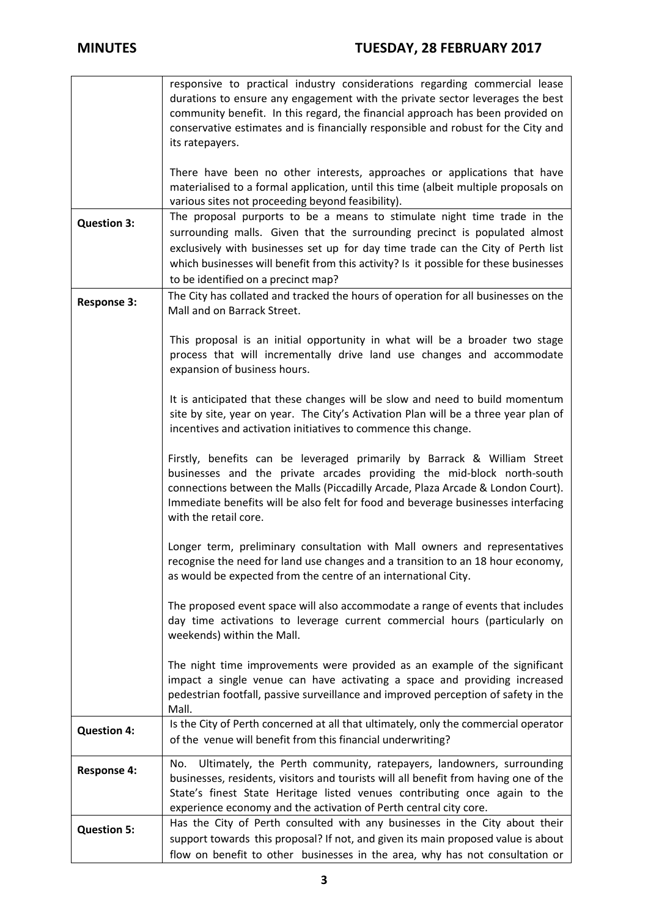| | |
|---|---|
| | responsive to practical industry considerations regarding commercial lease durations to ensure any engagement with the private sector leverages the best community benefit. In this regard, the financial approach has been provided on conservative estimates and is financially responsible and robust for the City and its ratepayers.<br><br>There have been no other interests, approaches or applications that have materialised to a formal application, until this time (albeit multiple proposals on various sites not proceeding beyond feasibility). |
| **Question 3:** | The proposal purports to be a means to stimulate night time trade in the surrounding malls. Given that the surrounding precinct is populated almost exclusively with businesses set up for day time trade can the City of Perth list which businesses will benefit from this activity? Is it possible for these businesses to be identified on a precinct map? |
| **Response 3:** | The City has collated and tracked the hours of operation for all businesses on the Mall and on Barrack Street.<br><br>This proposal is an initial opportunity in what will be a broader two stage process that will incrementally drive land use changes and accommodate expansion of business hours.<br><br>It is anticipated that these changes will be slow and need to build momentum site by site, year on year. The City's Activation Plan will be a three year plan of incentives and activation initiatives to commence this change.<br><br>Firstly, benefits can be leveraged primarily by Barrack & William Street businesses and the private arcades providing the mid-block north-south connections between the Malls (Piccadilly Arcade, Plaza Arcade & London Court). Immediate benefits will be also felt for food and beverage businesses interfacing with the retail core.<br><br>Longer term, preliminary consultation with Mall owners and representatives recognise the need for land use changes and a transition to an 18 hour economy, as would be expected from the centre of an international City.<br><br>The proposed event space will also accommodate a range of events that includes day time activations to leverage current commercial hours (particularly on weekends) within the Mall.<br><br>The night time improvements were provided as an example of the significant impact a single venue can have activating a space and providing increased pedestrian footfall, passive surveillance and improved perception of safety in the Mall. |
| **Question 4:** | Is the City of Perth concerned at all that ultimately, only the commercial operator of the venue will benefit from this financial underwriting? |
| **Response 4:** | No. Ultimately, the Perth community, ratepayers, landowners, surrounding businesses, residents, visitors and tourists will all benefit from having one of the State's finest State Heritage listed venues contributing once again to the experience economy and the activation of Perth central city core. |
| **Question 5:** | Has the City of Perth consulted with any businesses in the City about their support towards this proposal? If not, and given its main proposed value is about flow on benefit to other businesses in the area, why has not consultation or |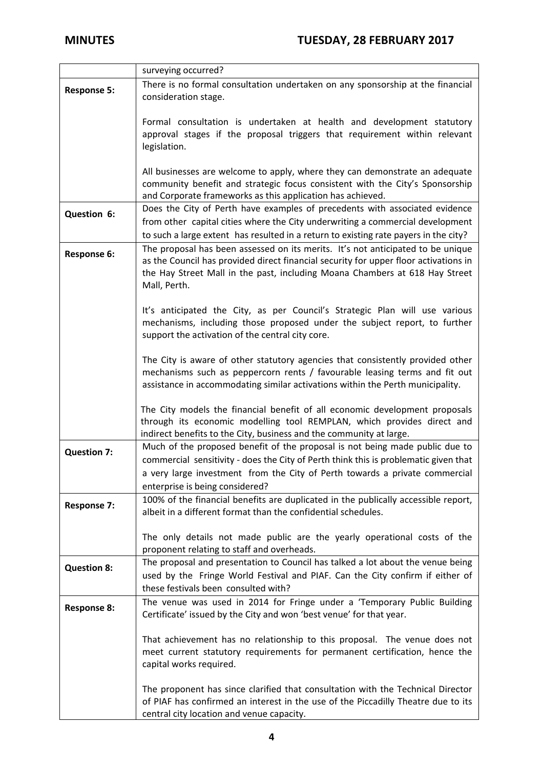| | |
|---|---|
| | surveying occurred? |
| **Response 5:** | There is no formal consultation undertaken on any sponsorship at the financial consideration stage.<br><br>Formal consultation is undertaken at health and development statutory approval stages if the proposal triggers that requirement within relevant legislation.<br><br>All businesses are welcome to apply, where they can demonstrate an adequate community benefit and strategic focus consistent with the City's Sponsorship and Corporate frameworks as this application has achieved. |
| **Question 6:** | Does the City of Perth have examples of precedents with associated evidence from other capital cities where the City underwriting a commercial development to such a large extent has resulted in a return to existing rate payers in the city? |
| **Response 6:** | The proposal has been assessed on its merits. It's not anticipated to be unique as the Council has provided direct financial security for upper floor activations in the Hay Street Mall in the past, including Moana Chambers at 618 Hay Street Mall, Perth.<br><br>It's anticipated the City, as per Council's Strategic Plan will use various mechanisms, including those proposed under the subject report, to further support the activation of the central city core.<br><br>The City is aware of other statutory agencies that consistently provided other mechanisms such as peppercorn rents / favourable leasing terms and fit out assistance in accommodating similar activations within the Perth municipality.<br><br>The City models the financial benefit of all economic development proposals through its economic modelling tool REMPLAN, which provides direct and indirect benefits to the City, business and the community at large. |
| **Question 7:** | Much of the proposed benefit of the proposal is not being made public due to commercial sensitivity - does the City of Perth think this is problematic given that a very large investment from the City of Perth towards a private commercial enterprise is being considered? |
| **Response 7:** | 100% of the financial benefits are duplicated in the publically accessible report, albeit in a different format than the confidential schedules.<br><br>The only details not made public are the yearly operational costs of the proponent relating to staff and overheads. |
| **Question 8:** | The proposal and presentation to Council has talked a lot about the venue being used by the Fringe World Festival and PIAF. Can the City confirm if either of these festivals been consulted with? |
| **Response 8:** | The venue was used in 2014 for Fringe under a 'Temporary Public Building Certificate' issued by the City and won 'best venue' for that year.<br><br>That achievement has no relationship to this proposal. The venue does not meet current statutory requirements for permanent certification, hence the capital works required.<br><br>The proponent has since clarified that consultation with the Technical Director of PIAF has confirmed an interest in the use of the Piccadilly Theatre due to its central city location and venue capacity. |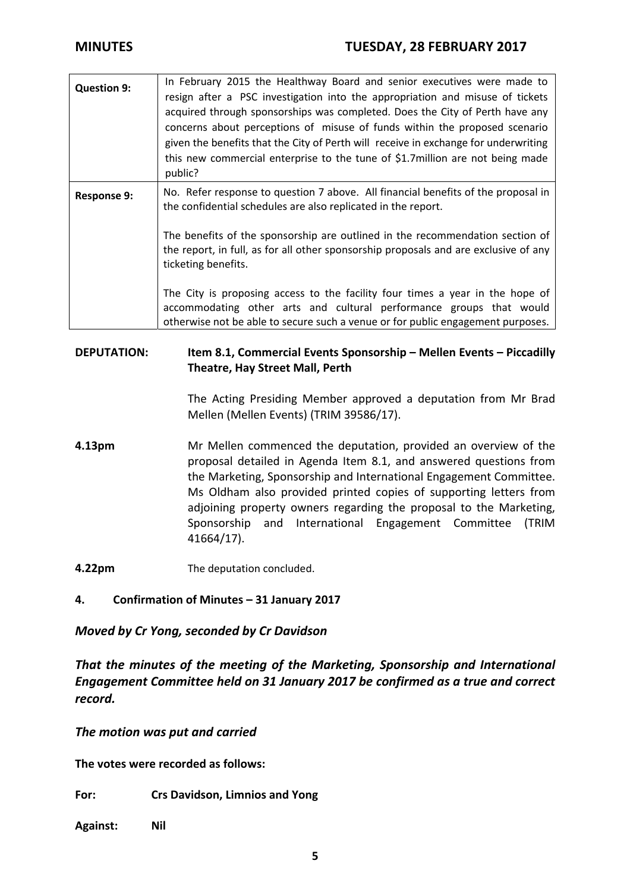| | |
|---|---|
| **Question 9:** | In February 2015 the Healthway Board and senior executives were made to resign after a PSC investigation into the appropriation and misuse of tickets acquired through sponsorships was completed. Does the City of Perth have any concerns about perceptions of misuse of funds within the proposed scenario given the benefits that the City of Perth will receive in exchange for underwriting this new commercial enterprise to the tune of \$1.7million are not being made public? |
| **Response 9:** | No. Refer response to question 7 above. All financial benefits of the proposal in the confidential schedules are also replicated in the report.<br><br>The benefits of the sponsorship are outlined in the recommendation section of the report, in full, as for all other sponsorship proposals and are exclusive of any ticketing benefits.<br><br>The City is proposing access to the facility four times a year in the hope of accommodating other arts and cultural performance groups that would otherwise not be able to secure such a venue or for public engagement purposes. |

**DEPUTATION:** **Item 8.1, Commercial Events Sponsorship – Mellen Events – Piccadilly Theatre, Hay Street Mall, Perth**

The Acting Presiding Member approved a deputation from Mr Brad Mellen (Mellen Events) (TRIM 39586/17).

**4.13pm** Mr Mellen commenced the deputation, provided an overview of the proposal detailed in Agenda Item 8.1, and answered questions from the Marketing, Sponsorship and International Engagement Committee. Ms Oldham also provided printed copies of supporting letters from adjoining property owners regarding the proposal to the Marketing, Sponsorship and International Engagement Committee (TRIM 41664/17).

**4.22pm** The deputation concluded.

## 4. Confirmation of Minutes – 31 January 2017

***Moved by Cr Yong, seconded by Cr Davidson***

***That the minutes of the meeting of the Marketing, Sponsorship and International Engagement Committee held on 31 January 2017 be confirmed as a true and correct record.***

***The motion was put and carried***

**The votes were recorded as follows:**

**For:** **Crs Davidson, Limnios and Yong**

**Against:** **Nil**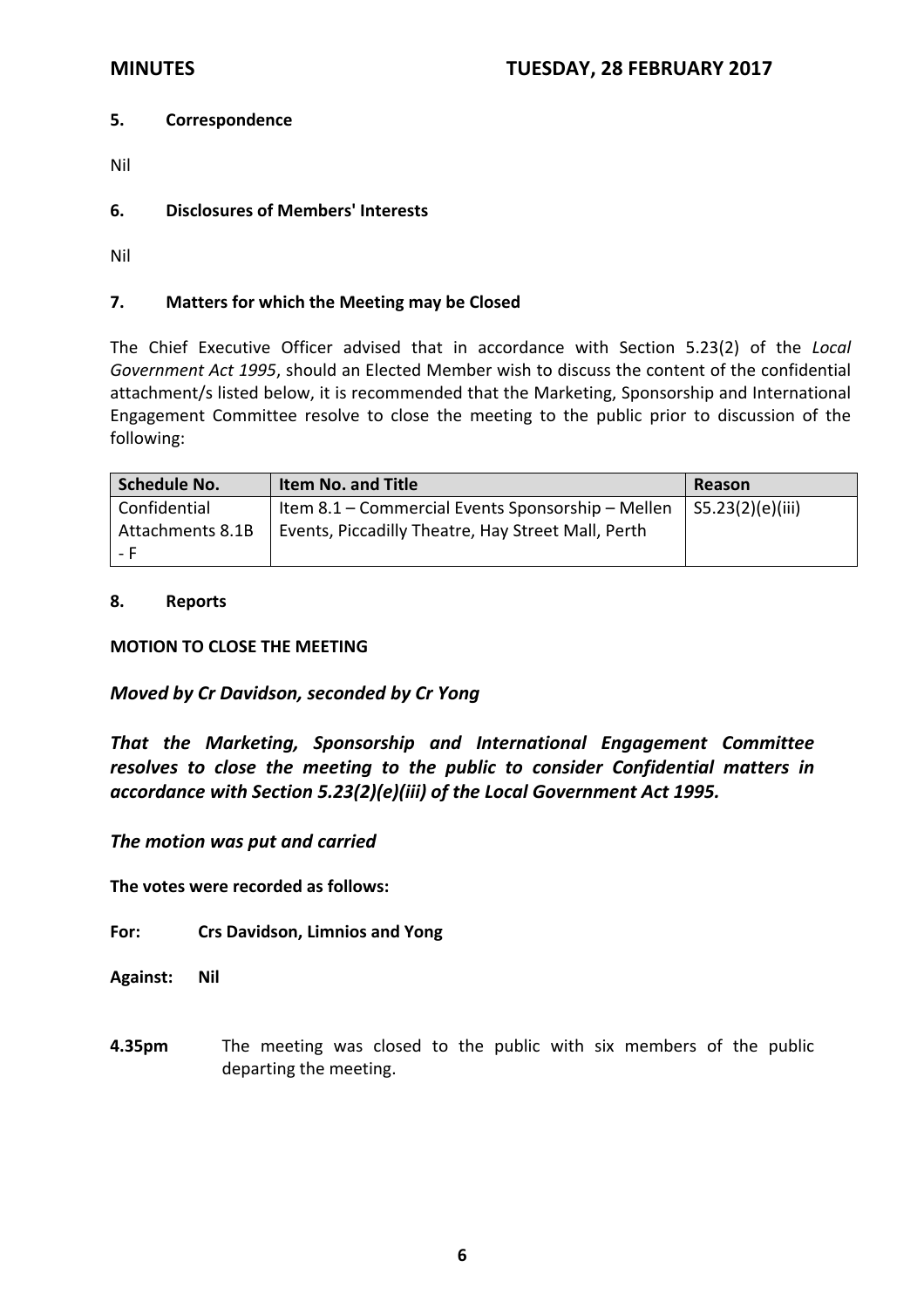## 5. Correspondence

Nil

## 6. Disclosures of Members' Interests

Nil

## 7. Matters for which the Meeting may be Closed

The Chief Executive Officer advised that in accordance with Section 5.23(2) of the *Local Government Act 1995*, should an Elected Member wish to discuss the content of the confidential attachment/s listed below, it is recommended that the Marketing, Sponsorship and International Engagement Committee resolve to close the meeting to the public prior to discussion of the following:

| Schedule No. | Item No. and Title | Reason |
|---|---|---|
| Confidential Attachments 8.1B - F | Item 8.1 – Commercial Events Sponsorship – Mellen Events, Piccadilly Theatre, Hay Street Mall, Perth | S5.23(2)(e)(iii) |

## 8. Reports

**MOTION TO CLOSE THE MEETING**

***Moved by Cr Davidson, seconded by Cr Yong***

***That the Marketing, Sponsorship and International Engagement Committee resolves to close the meeting to the public to consider Confidential matters in accordance with Section 5.23(2)(e)(iii) of the Local Government Act 1995.***

***The motion was put and carried***

**The votes were recorded as follows:**

**For: Crs Davidson, Limnios and Yong**

**Against: Nil**

**4.35pm** The meeting was closed to the public with six members of the public departing the meeting.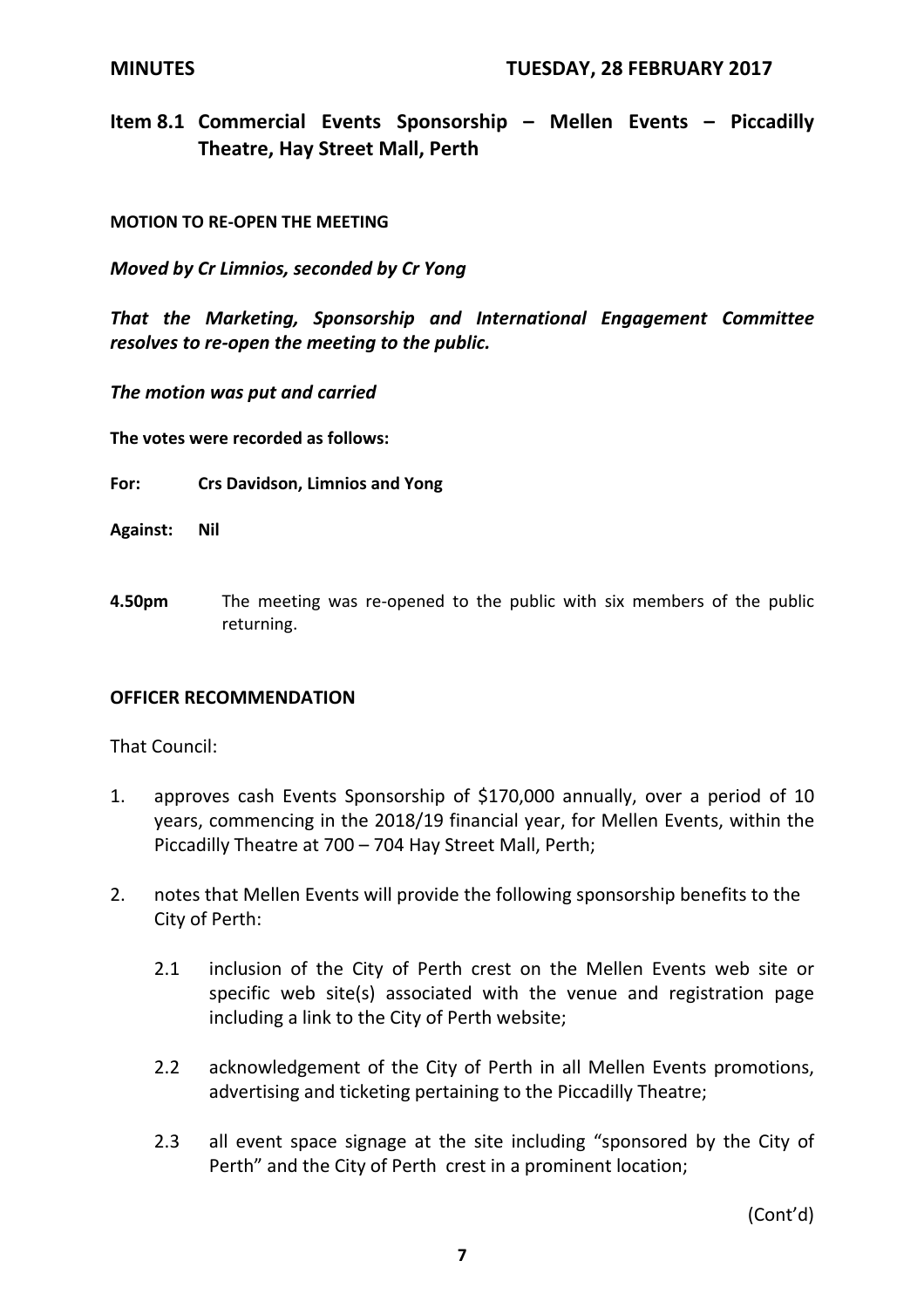## Item 8.1 Commercial Events Sponsorship – Mellen Events – Piccadilly Theatre, Hay Street Mall, Perth

**MOTION TO RE-OPEN THE MEETING**

***Moved by Cr Limnios, seconded by Cr Yong***

***That the Marketing, Sponsorship and International Engagement Committee resolves to re-open the meeting to the public.***

***The motion was put and carried***

**The votes were recorded as follows:**

**For: Crs Davidson, Limnios and Yong**

**Against: Nil**

**4.50pm** The meeting was re-opened to the public with six members of the public returning.

**OFFICER RECOMMENDATION**

That Council:

1. approves cash Events Sponsorship of $170,000 annually, over a period of 10 years, commencing in the 2018/19 financial year, for Mellen Events, within the Piccadilly Theatre at 700 – 704 Hay Street Mall, Perth;

2. notes that Mellen Events will provide the following sponsorship benefits to the City of Perth:

   2.1 inclusion of the City of Perth crest on the Mellen Events web site or specific web site(s) associated with the venue and registration page including a link to the City of Perth website;

   2.2 acknowledgement of the City of Perth in all Mellen Events promotions, advertising and ticketing pertaining to the Piccadilly Theatre;

   2.3 all event space signage at the site including "sponsored by the City of Perth" and the City of Perth crest in a prominent location;

(Cont'd)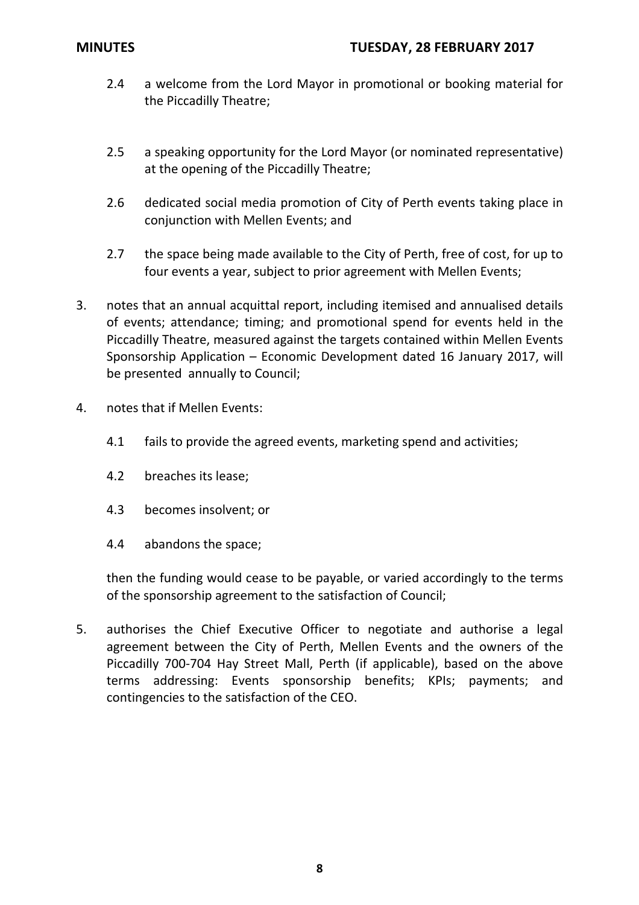2.4 a welcome from the Lord Mayor in promotional or booking material for the Piccadilly Theatre;

2.5 a speaking opportunity for the Lord Mayor (or nominated representative) at the opening of the Piccadilly Theatre;

2.6 dedicated social media promotion of City of Perth events taking place in conjunction with Mellen Events; and

2.7 the space being made available to the City of Perth, free of cost, for up to four events a year, subject to prior agreement with Mellen Events;

3. notes that an annual acquittal report, including itemised and annualised details of events; attendance; timing; and promotional spend for events held in the Piccadilly Theatre, measured against the targets contained within Mellen Events Sponsorship Application – Economic Development dated 16 January 2017, will be presented annually to Council;

4. notes that if Mellen Events:

   4.1 fails to provide the agreed events, marketing spend and activities;

   4.2 breaches its lease;

   4.3 becomes insolvent; or

   4.4 abandons the space;

   then the funding would cease to be payable, or varied accordingly to the terms of the sponsorship agreement to the satisfaction of Council;

5. authorises the Chief Executive Officer to negotiate and authorise a legal agreement between the City of Perth, Mellen Events and the owners of the Piccadilly 700-704 Hay Street Mall, Perth (if applicable), based on the above terms addressing: Events sponsorship benefits; KPIs; payments; and contingencies to the satisfaction of the CEO.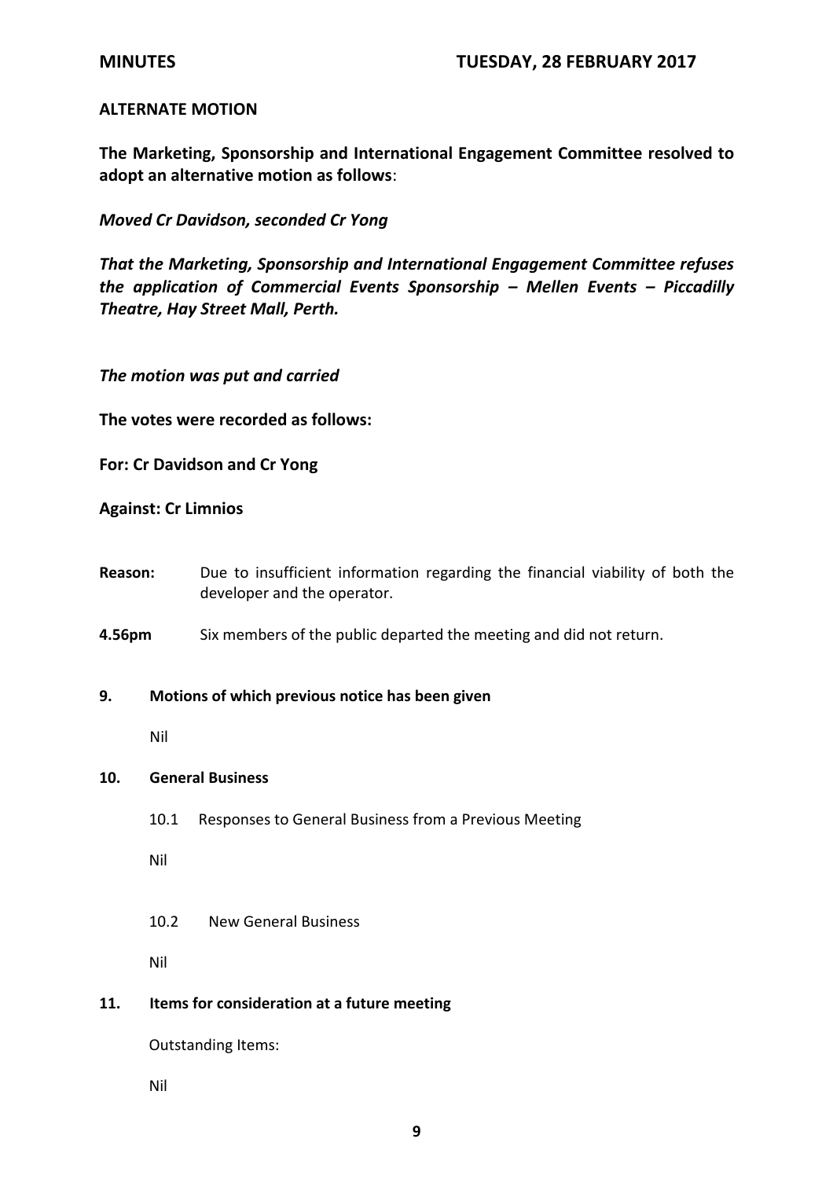**ALTERNATE MOTION**

**The Marketing, Sponsorship and International Engagement Committee resolved to adopt an alternative motion as follows**:

***Moved Cr Davidson, seconded Cr Yong***

***That the Marketing, Sponsorship and International Engagement Committee refuses the application of Commercial Events Sponsorship – Mellen Events – Piccadilly Theatre, Hay Street Mall, Perth.***

***The motion was put and carried***

**The votes were recorded as follows:**

**For: Cr Davidson and Cr Yong**

**Against: Cr Limnios**

**Reason:** Due to insufficient information regarding the financial viability of both the developer and the operator.

**4.56pm** Six members of the public departed the meeting and did not return.

## 9. Motions of which previous notice has been given

Nil

## 10. General Business

10.1 Responses to General Business from a Previous Meeting

Nil

10.2 New General Business

Nil

## 11. Items for consideration at a future meeting

Outstanding Items:

Nil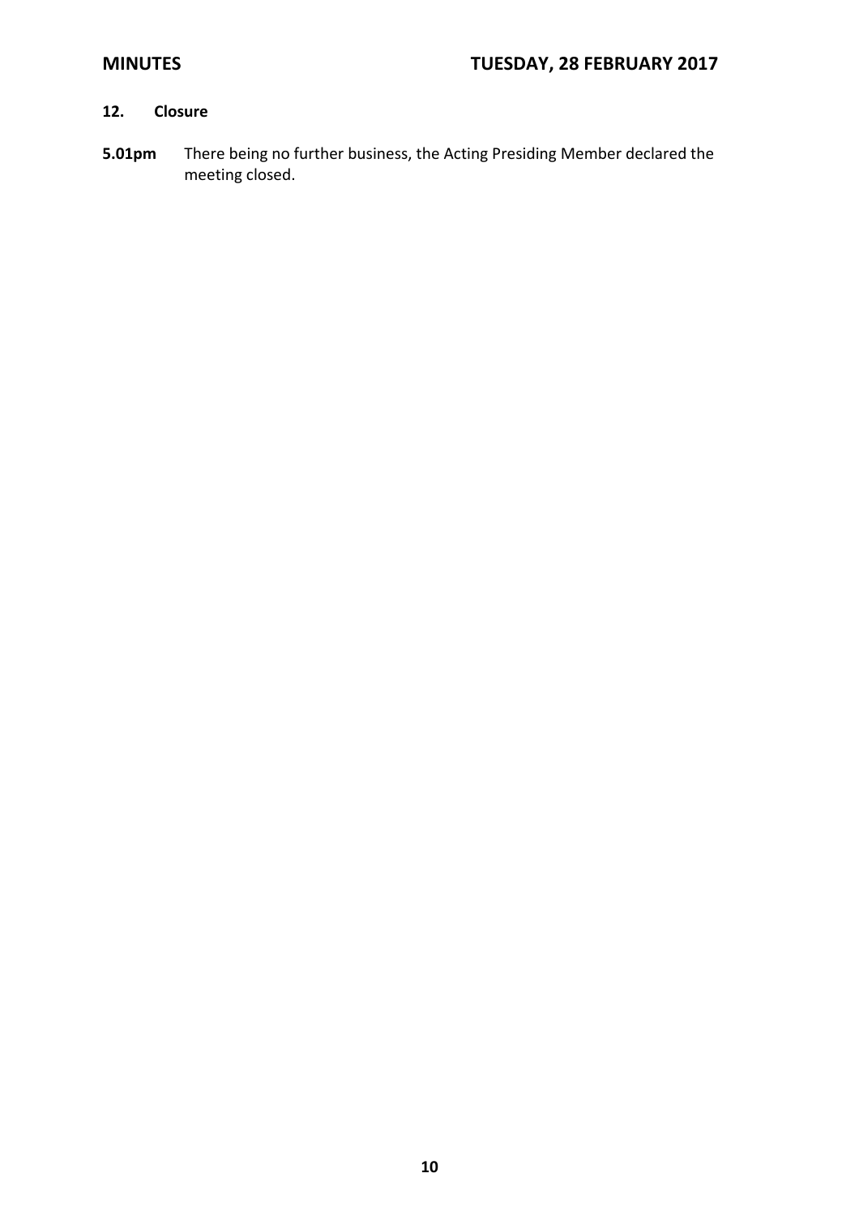## 12. Closure

**5.01pm** There being no further business, the Acting Presiding Member declared the meeting closed.